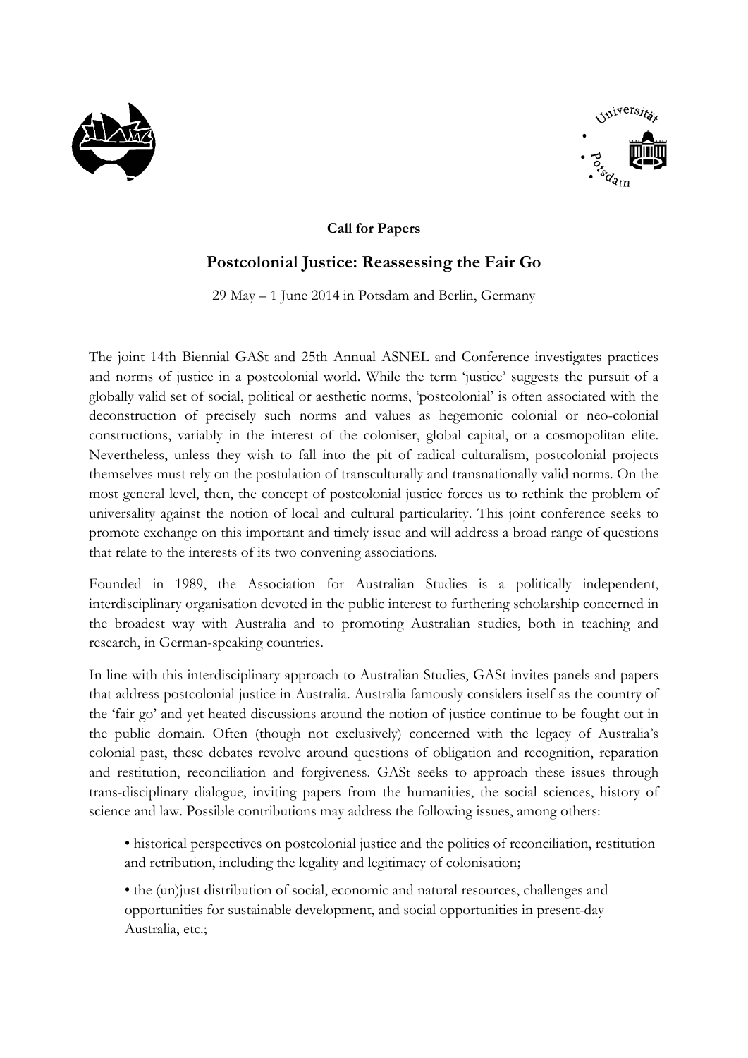**Call for Papers**

## Postcolonial Justice: Reassessing the Fair Go

29 May – 1 June 2014 in Potsdam and Berlin, Germany

The joint 14th Biennial GASt and 25th Annual ASNEL and Conference investigates practices and norms of justice in a postcolonial world. While the term 'justice' suggests the pursuit of a globally valid set of social, political or aesthetic norms, 'postcolonial' is often associated with the deconstruction of precisely such norms and values as hegemonic colonial or neo-colonial constructions, variably in the interest of the coloniser, global capital, or a cosmopolitan elite. Nevertheless, unless they wish to fall into the pit of radical culturalism, postcolonial projects themselves must rely on the postulation of transculturally and transnationally valid norms. On the most general level, then, the concept of postcolonial justice forces us to rethink the problem of universality against the notion of local and cultural particularity. This joint conference seeks to promote exchange on this important and timely issue and will address a broad range of questions that relate to the interests of its two convening associations.

Founded in 1989, the Association for Australian Studies is a politically independent, interdisciplinary organisation devoted in the public interest to furthering scholarship concerned in the broadest way with Australia and to promoting Australian studies, both in teaching and research, in German-speaking countries.

In line with this interdisciplinary approach to Australian Studies, GASt invites panels and papers that address postcolonial justice in Australia. Australia famously considers itself as the country of the 'fair go' and yet heated discussions around the notion of justice continue to be fought out in the public domain. Often (though not exclusively) concerned with the legacy of Australia's colonial past, these debates revolve around questions of obligation and recognition, reparation and restitution, reconciliation and forgiveness. GASt seeks to approach these issues through trans-disciplinary dialogue, inviting papers from the humanities, the social sciences, history of science and law. Possible contributions may address the following issues, among others:

- historical perspectives on postcolonial justice and the politics of reconciliation, restitution and retribution, including the legality and legitimacy of colonisation;
- the (un)just distribution of social, economic and natural resources, challenges and opportunities for sustainable development, and social opportunities in present-day Australia, etc.;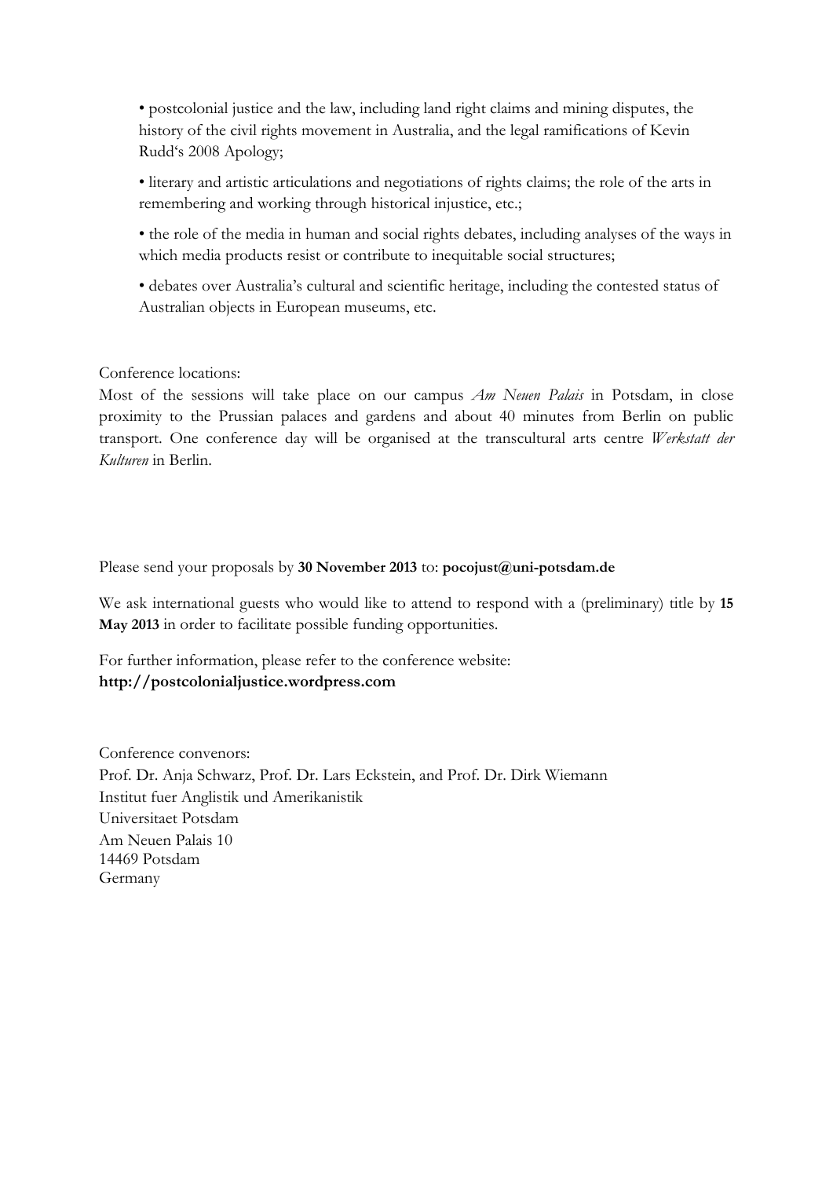- postcolonial justice and the law, including land right claims and mining disputes, the history of the civil rights movement in Australia, and the legal ramifications of Kevin Rudd's 2008 Apology;
- literary and artistic articulations and negotiations of rights claims; the role of the arts in remembering and working through historical injustice, etc.;
- the role of the media in human and social rights debates, including analyses of the ways in which media products resist or contribute to inequitable social structures;
- debates over Australia's cultural and scientific heritage, including the contested status of Australian objects in European museums, etc.

Conference locations:
Most of the sessions will take place on our campus *Am Neuen Palais* in Potsdam, in close proximity to the Prussian palaces and gardens and about 40 minutes from Berlin on public transport. One conference day will be organised at the transcultural arts centre *Werkstatt der Kulturen* in Berlin.

Please send your proposals by **30 November 2013** to: **pocojust@uni-potsdam.de**

We ask international guests who would like to attend to respond with a (preliminary) title by **15 May 2013** in order to facilitate possible funding opportunities.

For further information, please refer to the conference website:
**http://postcolonialjustice.wordpress.com**

Conference convenors:
Prof. Dr. Anja Schwarz, Prof. Dr. Lars Eckstein, and Prof. Dr. Dirk Wiemann
Institut fuer Anglistik und Amerikanistik
Universitaet Potsdam
Am Neuen Palais 10
14469 Potsdam
Germany